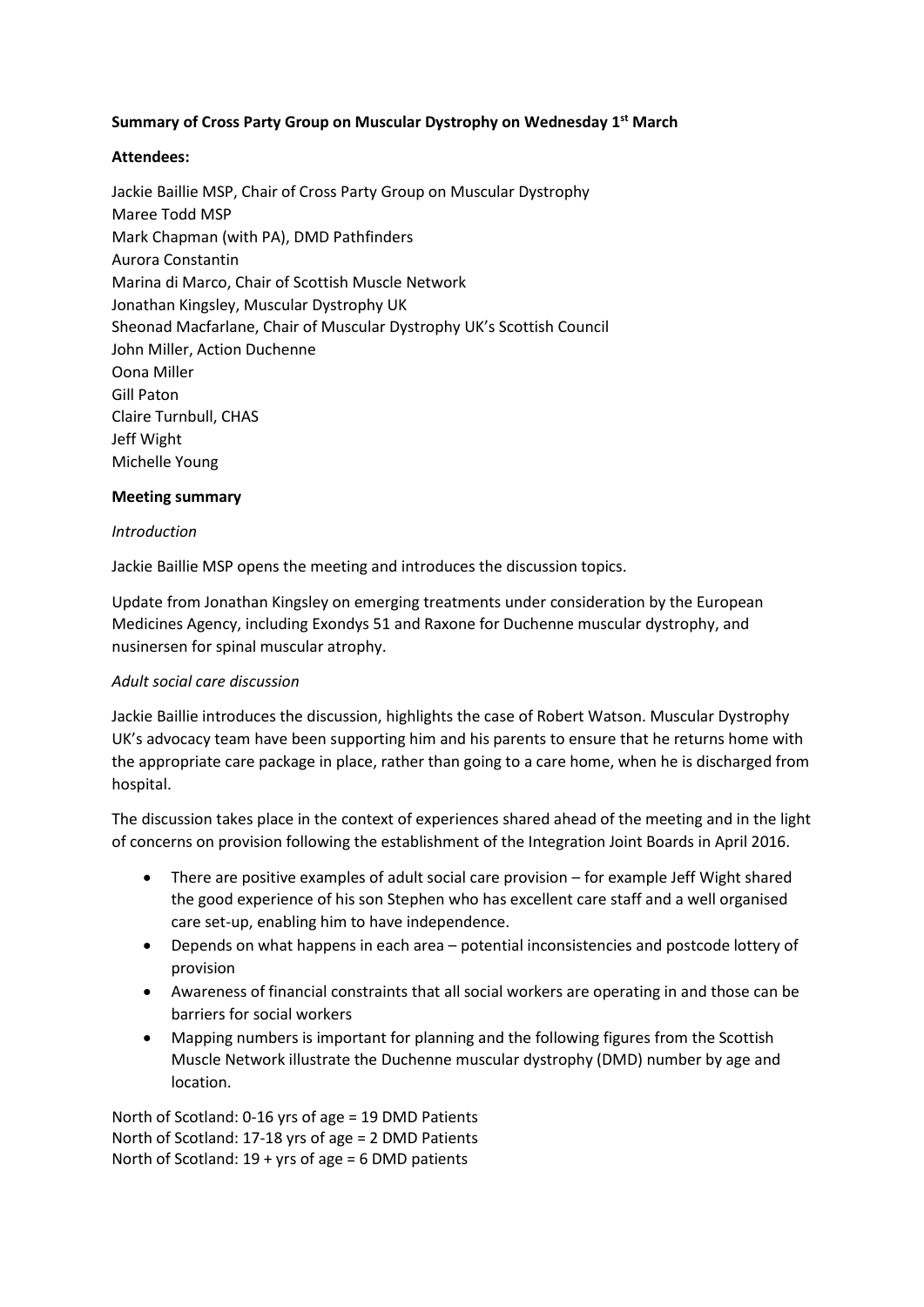**Summary of Cross Party Group on Muscular Dystrophy on Wednesday 1st March**

**Attendees:**

Jackie Baillie MSP, Chair of Cross Party Group on Muscular Dystrophy
Maree Todd MSP
Mark Chapman (with PA), DMD Pathfinders
Aurora Constantin
Marina di Marco, Chair of Scottish Muscle Network
Jonathan Kingsley, Muscular Dystrophy UK
Sheonad Macfarlane, Chair of Muscular Dystrophy UK's Scottish Council
John Miller, Action Duchenne
Oona Miller
Gill Paton
Claire Turnbull, CHAS
Jeff Wight
Michelle Young

**Meeting summary**

*Introduction*

Jackie Baillie MSP opens the meeting and introduces the discussion topics.

Update from Jonathan Kingsley on emerging treatments under consideration by the European Medicines Agency, including Exondys 51 and Raxone for Duchenne muscular dystrophy, and nusinersen for spinal muscular atrophy.

*Adult social care discussion*

Jackie Baillie introduces the discussion, highlights the case of Robert Watson. Muscular Dystrophy UK's advocacy team have been supporting him and his parents to ensure that he returns home with the appropriate care package in place, rather than going to a care home, when he is discharged from hospital.

The discussion takes place in the context of experiences shared ahead of the meeting and in the light of concerns on provision following the establishment of the Integration Joint Boards in April 2016.

- There are positive examples of adult social care provision – for example Jeff Wight shared the good experience of his son Stephen who has excellent care staff and a well organised care set-up, enabling him to have independence.
- Depends on what happens in each area – potential inconsistencies and postcode lottery of provision
- Awareness of financial constraints that all social workers are operating in and those can be barriers for social workers
- Mapping numbers is important for planning and the following figures from the Scottish Muscle Network illustrate the Duchenne muscular dystrophy (DMD) number by age and location.

North of Scotland: 0-16 yrs of age = 19 DMD Patients
North of Scotland: 17-18 yrs of age = 2 DMD Patients
North of Scotland: 19 + yrs of age = 6 DMD patients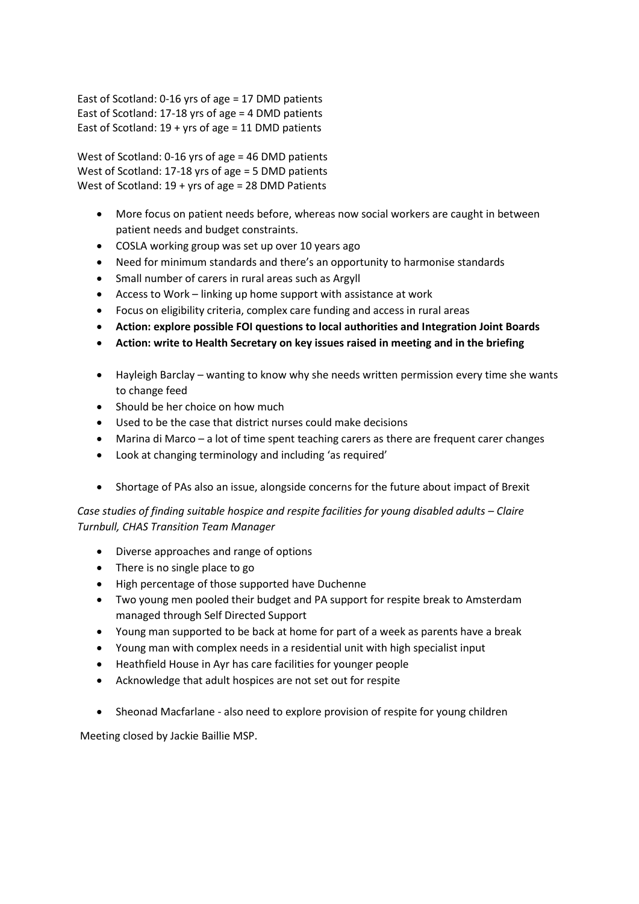East of Scotland: 0-16 yrs of age = 17 DMD patients
East of Scotland: 17-18 yrs of age = 4 DMD patients
East of Scotland: 19 + yrs of age = 11 DMD patients

West of Scotland: 0-16 yrs of age = 46 DMD patients
West of Scotland: 17-18 yrs of age = 5 DMD patients
West of Scotland: 19 + yrs of age = 28 DMD Patients

- More focus on patient needs before, whereas now social workers are caught in between patient needs and budget constraints.
- COSLA working group was set up over 10 years ago
- Need for minimum standards and there's an opportunity to harmonise standards
- Small number of carers in rural areas such as Argyll
- Access to Work – linking up home support with assistance at work
- Focus on eligibility criteria, complex care funding and access in rural areas
- **Action: explore possible FOI questions to local authorities and Integration Joint Boards**
- **Action: write to Health Secretary on key issues raised in meeting and in the briefing**

- Hayleigh Barclay – wanting to know why she needs written permission every time she wants to change feed
- Should be her choice on how much
- Used to be the case that district nurses could make decisions
- Marina di Marco – a lot of time spent teaching carers as there are frequent carer changes
- Look at changing terminology and including 'as required'

- Shortage of PAs also an issue, alongside concerns for the future about impact of Brexit

*Case studies of finding suitable hospice and respite facilities for young disabled adults – Claire Turnbull, CHAS Transition Team Manager*

- Diverse approaches and range of options
- There is no single place to go
- High percentage of those supported have Duchenne
- Two young men pooled their budget and PA support for respite break to Amsterdam managed through Self Directed Support
- Young man supported to be back at home for part of a week as parents have a break
- Young man with complex needs in a residential unit with high specialist input
- Heathfield House in Ayr has care facilities for younger people
- Acknowledge that adult hospices are not set out for respite

- Sheonad Macfarlane - also need to explore provision of respite for young children

Meeting closed by Jackie Baillie MSP.